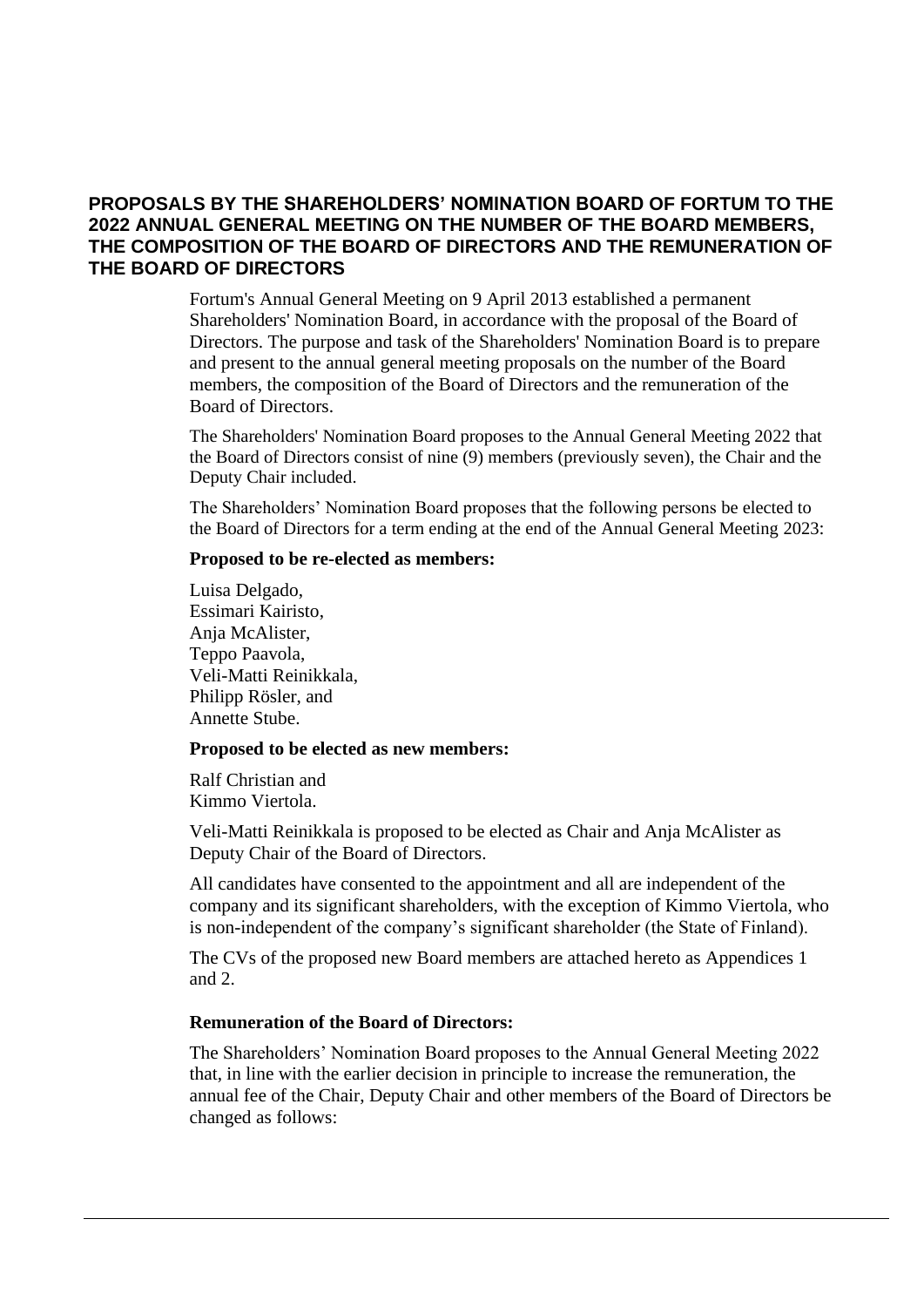# PROPOSALS BY THE SHAREHOLDERS' NOMINATION BOARD OF FORTUM TO THE 2022 ANNUAL GENERAL MEETING ON THE NUMBER OF THE BOARD MEMBERS, THE COMPOSITION OF THE BOARD OF DIRECTORS AND THE REMUNERATION OF THE BOARD OF DIRECTORS

Fortum's Annual General Meeting on 9 April 2013 established a permanent Shareholders' Nomination Board, in accordance with the proposal of the Board of Directors. The purpose and task of the Shareholders' Nomination Board is to prepare and present to the annual general meeting proposals on the number of the Board members, the composition of the Board of Directors and the remuneration of the Board of Directors.

The Shareholders' Nomination Board proposes to the Annual General Meeting 2022 that the Board of Directors consist of nine (9) members (previously seven), the Chair and the Deputy Chair included.

The Shareholders' Nomination Board proposes that the following persons be elected to the Board of Directors for a term ending at the end of the Annual General Meeting 2023:

**Proposed to be re-elected as members:**

Luisa Delgado,
Essimari Kairisto,
Anja McAlister,
Teppo Paavola,
Veli-Matti Reinikkala,
Philipp Rösler, and
Annette Stube.

**Proposed to be elected as new members:**

Ralf Christian and
Kimmo Viertola.

Veli-Matti Reinikkala is proposed to be elected as Chair and Anja McAlister as Deputy Chair of the Board of Directors.

All candidates have consented to the appointment and all are independent of the company and its significant shareholders, with the exception of Kimmo Viertola, who is non-independent of the company's significant shareholder (the State of Finland).

The CVs of the proposed new Board members are attached hereto as Appendices 1 and 2.

**Remuneration of the Board of Directors:**

The Shareholders' Nomination Board proposes to the Annual General Meeting 2022 that, in line with the earlier decision in principle to increase the remuneration, the annual fee of the Chair, Deputy Chair and other members of the Board of Directors be changed as follows: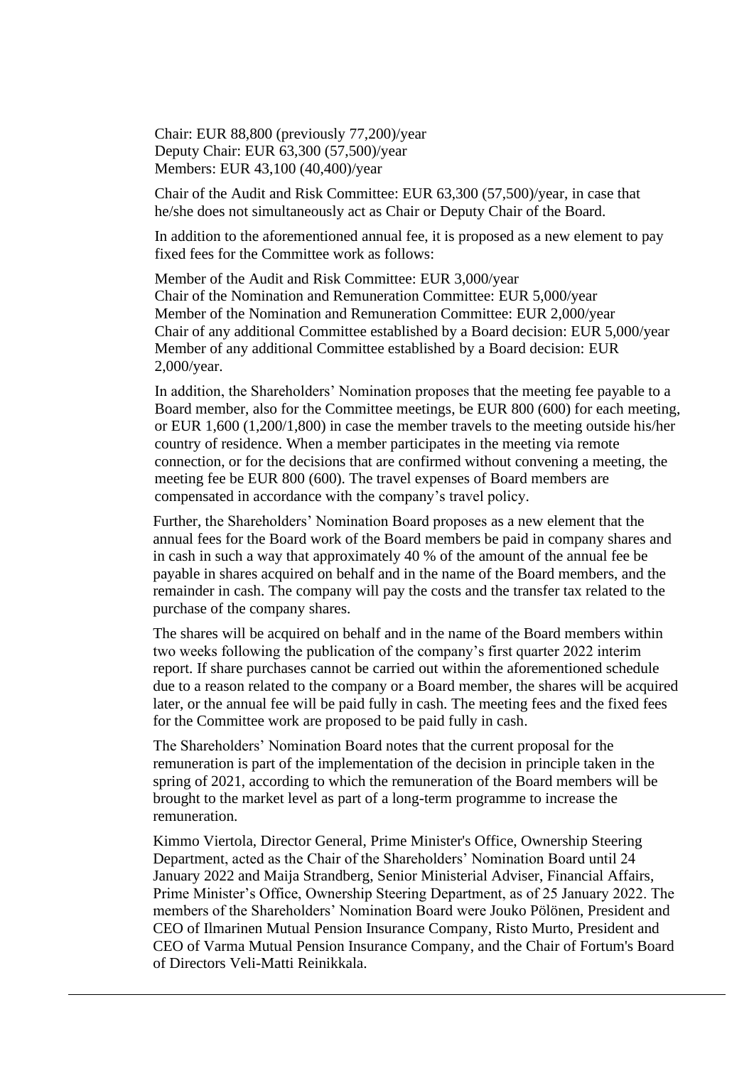Chair: EUR 88,800 (previously 77,200)/year
Deputy Chair: EUR 63,300 (57,500)/year
Members: EUR 43,100 (40,400)/year

Chair of the Audit and Risk Committee: EUR 63,300 (57,500)/year, in case that he/she does not simultaneously act as Chair or Deputy Chair of the Board.

In addition to the aforementioned annual fee, it is proposed as a new element to pay fixed fees for the Committee work as follows:

Member of the Audit and Risk Committee: EUR 3,000/year
Chair of the Nomination and Remuneration Committee: EUR 5,000/year
Member of the Nomination and Remuneration Committee: EUR 2,000/year
Chair of any additional Committee established by a Board decision: EUR 5,000/year
Member of any additional Committee established by a Board decision: EUR 2,000/year.

In addition, the Shareholders' Nomination proposes that the meeting fee payable to a Board member, also for the Committee meetings, be EUR 800 (600) for each meeting, or EUR 1,600 (1,200/1,800) in case the member travels to the meeting outside his/her country of residence. When a member participates in the meeting via remote connection, or for the decisions that are confirmed without convening a meeting, the meeting fee be EUR 800 (600). The travel expenses of Board members are compensated in accordance with the company's travel policy.

Further, the Shareholders' Nomination Board proposes as a new element that the annual fees for the Board work of the Board members be paid in company shares and in cash in such a way that approximately 40 % of the amount of the annual fee be payable in shares acquired on behalf and in the name of the Board members, and the remainder in cash. The company will pay the costs and the transfer tax related to the purchase of the company shares.

The shares will be acquired on behalf and in the name of the Board members within two weeks following the publication of the company's first quarter 2022 interim report. If share purchases cannot be carried out within the aforementioned schedule due to a reason related to the company or a Board member, the shares will be acquired later, or the annual fee will be paid fully in cash. The meeting fees and the fixed fees for the Committee work are proposed to be paid fully in cash.

The Shareholders' Nomination Board notes that the current proposal for the remuneration is part of the implementation of the decision in principle taken in the spring of 2021, according to which the remuneration of the Board members will be brought to the market level as part of a long-term programme to increase the remuneration.

Kimmo Viertola, Director General, Prime Minister's Office, Ownership Steering Department, acted as the Chair of the Shareholders' Nomination Board until 24 January 2022 and Maija Strandberg, Senior Ministerial Adviser, Financial Affairs, Prime Minister's Office, Ownership Steering Department, as of 25 January 2022. The members of the Shareholders' Nomination Board were Jouko Pölönen, President and CEO of Ilmarinen Mutual Pension Insurance Company, Risto Murto, President and CEO of Varma Mutual Pension Insurance Company, and the Chair of Fortum's Board of Directors Veli-Matti Reinikkala.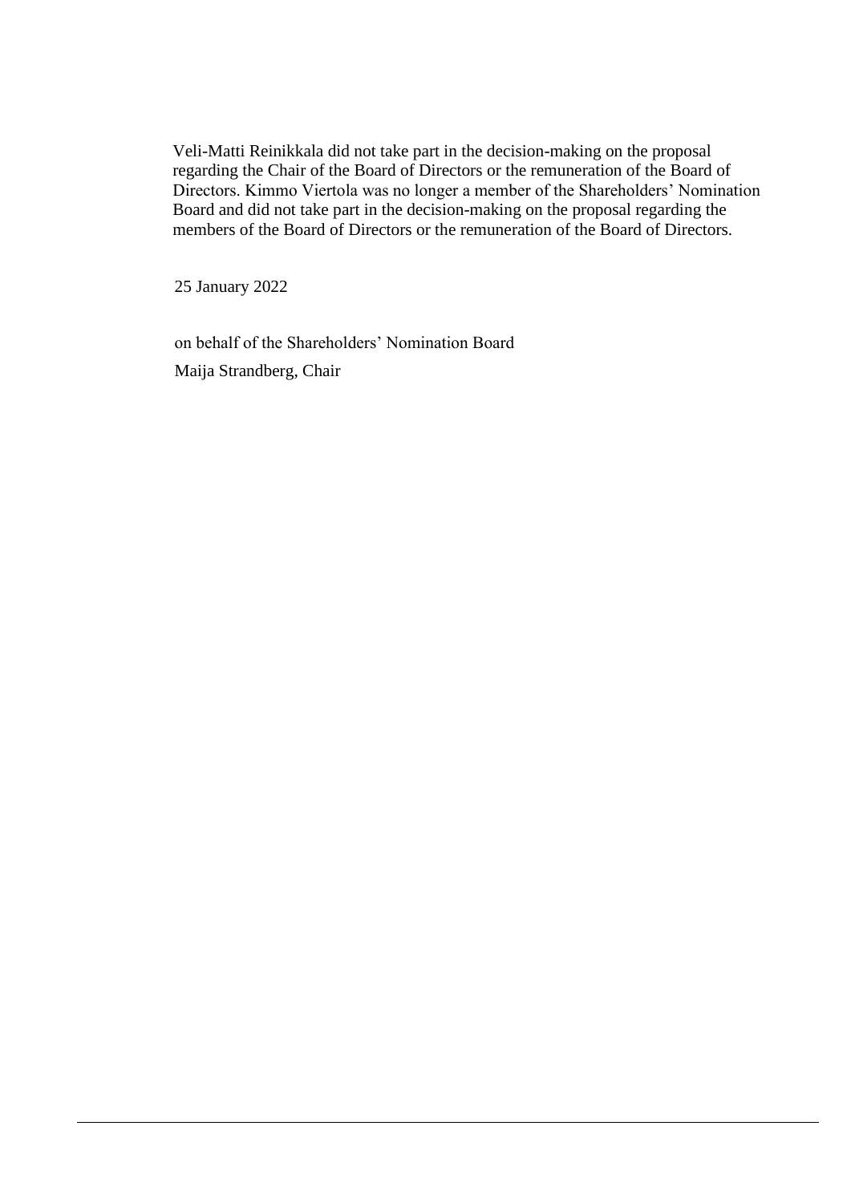Veli-Matti Reinikkala did not take part in the decision-making on the proposal regarding the Chair of the Board of Directors or the remuneration of the Board of Directors. Kimmo Viertola was no longer a member of the Shareholders' Nomination Board and did not take part in the decision-making on the proposal regarding the members of the Board of Directors or the remuneration of the Board of Directors.

25 January 2022

on behalf of the Shareholders' Nomination Board

Maija Strandberg, Chair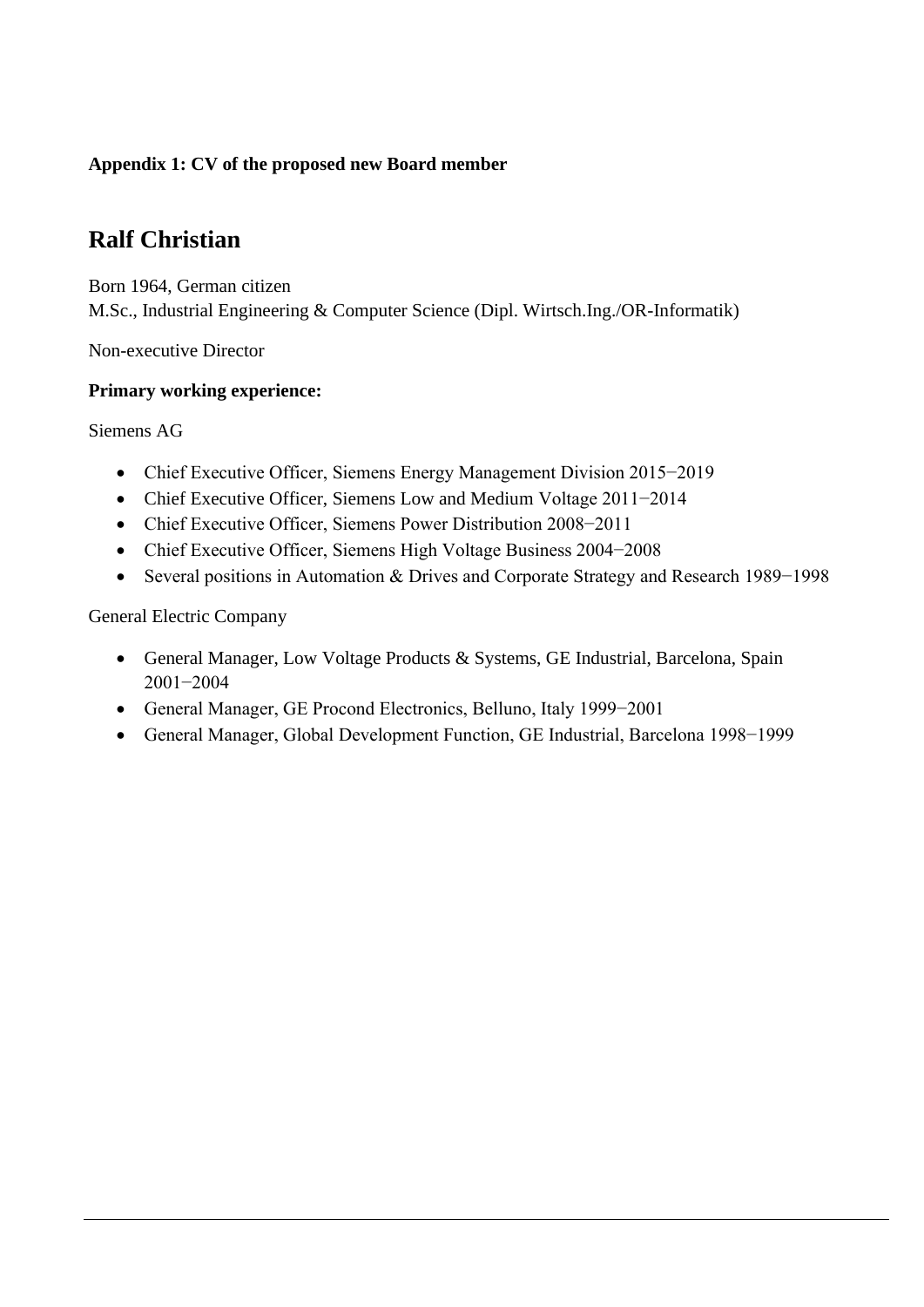**Appendix 1: CV of the proposed new Board member**

# Ralf Christian

Born 1964, German citizen
M.Sc., Industrial Engineering & Computer Science (Dipl. Wirtsch.Ing./OR-Informatik)

Non-executive Director

**Primary working experience:**

Siemens AG

- Chief Executive Officer, Siemens Energy Management Division 2015−2019
- Chief Executive Officer, Siemens Low and Medium Voltage 2011−2014
- Chief Executive Officer, Siemens Power Distribution 2008−2011
- Chief Executive Officer, Siemens High Voltage Business 2004−2008
- Several positions in Automation & Drives and Corporate Strategy and Research 1989−1998

General Electric Company

- General Manager, Low Voltage Products & Systems, GE Industrial, Barcelona, Spain 2001−2004
- General Manager, GE Procond Electronics, Belluno, Italy 1999−2001
- General Manager, Global Development Function, GE Industrial, Barcelona 1998−1999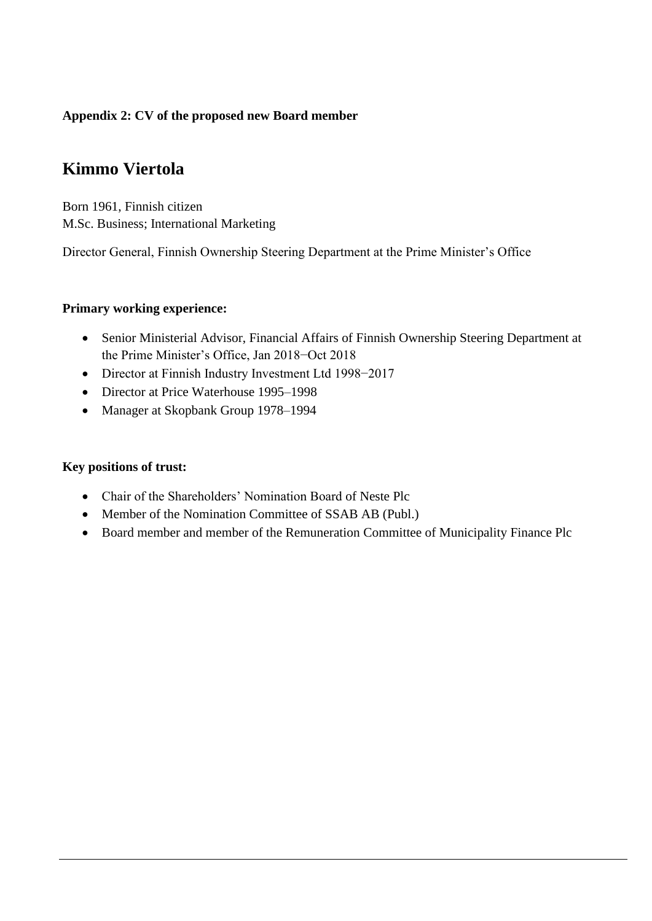**Appendix 2: CV of the proposed new Board member**

# Kimmo Viertola

Born 1961, Finnish citizen
M.Sc. Business; International Marketing

Director General, Finnish Ownership Steering Department at the Prime Minister's Office

**Primary working experience:**

- Senior Ministerial Advisor, Financial Affairs of Finnish Ownership Steering Department at the Prime Minister's Office, Jan 2018−Oct 2018
- Director at Finnish Industry Investment Ltd 1998−2017
- Director at Price Waterhouse 1995–1998
- Manager at Skopbank Group 1978–1994

**Key positions of trust:**

- Chair of the Shareholders' Nomination Board of Neste Plc
- Member of the Nomination Committee of SSAB AB (Publ.)
- Board member and member of the Remuneration Committee of Municipality Finance Plc